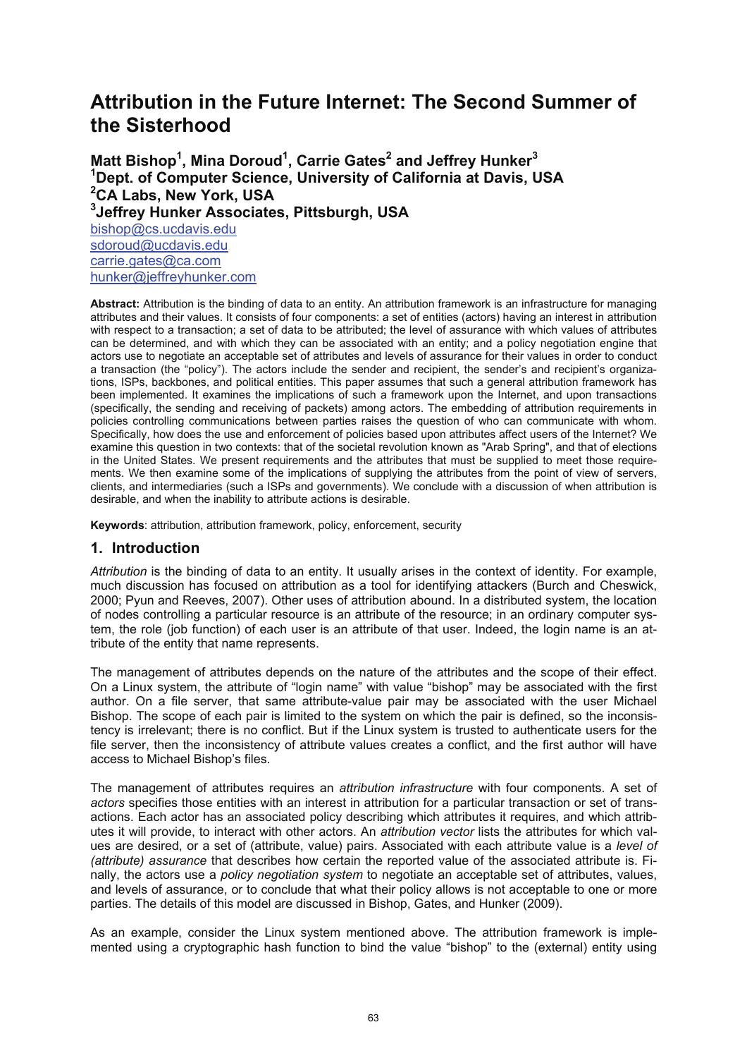# Attribution in the Future Internet: The Second Summer of the Sisterhood

**Matt Bishop[1], Mina Doroud[1], Carrie Gates[2] and Jeffrey Hunker[3]**
**[1]Dept. of Computer Science, University of California at Davis, USA**
**[2]CA Labs, New York, USA**
**[3]Jeffrey Hunker Associates, Pittsburgh, USA**
bishop@cs.ucdavis.edu
sdoroud@ucdavis.edu
carrie.gates@ca.com
hunker@jeffreyhunker.com

**Abstract:** Attribution is the binding of data to an entity. An attribution framework is an infrastructure for managing attributes and their values. It consists of four components: a set of entities (actors) having an interest in attribution with respect to a transaction; a set of data to be attributed; the level of assurance with which values of attributes can be determined, and with which they can be associated with an entity; and a policy negotiation engine that actors use to negotiate an acceptable set of attributes and levels of assurance for their values in order to conduct a transaction (the "policy"). The actors include the sender and recipient, the sender's and recipient's organizations, ISPs, backbones, and political entities. This paper assumes that such a general attribution framework has been implemented. It examines the implications of such a framework upon the Internet, and upon transactions (specifically, the sending and receiving of packets) among actors. The embedding of attribution requirements in policies controlling communications between parties raises the question of who can communicate with whom. Specifically, how does the use and enforcement of policies based upon attributes affect users of the Internet? We examine this question in two contexts: that of the societal revolution known as "Arab Spring", and that of elections in the United States. We present requirements and the attributes that must be supplied to meet those requirements. We then examine some of the implications of supplying the attributes from the point of view of servers, clients, and intermediaries (such a ISPs and governments). We conclude with a discussion of when attribution is desirable, and when the inability to attribute actions is desirable.

**Keywords**: attribution, attribution framework, policy, enforcement, security

## 1. Introduction

*Attribution* is the binding of data to an entity. It usually arises in the context of identity. For example, much discussion has focused on attribution as a tool for identifying attackers (Burch and Cheswick, 2000; Pyun and Reeves, 2007). Other uses of attribution abound. In a distributed system, the location of nodes controlling a particular resource is an attribute of the resource; in an ordinary computer system, the role (job function) of each user is an attribute of that user. Indeed, the login name is an attribute of the entity that name represents.

The management of attributes depends on the nature of the attributes and the scope of their effect. On a Linux system, the attribute of "login name" with value "bishop" may be associated with the first author. On a file server, that same attribute-value pair may be associated with the user Michael Bishop. The scope of each pair is limited to the system on which the pair is defined, so the inconsistency is irrelevant; there is no conflict. But if the Linux system is trusted to authenticate users for the file server, then the inconsistency of attribute values creates a conflict, and the first author will have access to Michael Bishop's files.

The management of attributes requires an *attribution infrastructure* with four components. A set of *actors* specifies those entities with an interest in attribution for a particular transaction or set of transactions. Each actor has an associated policy describing which attributes it requires, and which attributes it will provide, to interact with other actors. An *attribution vector* lists the attributes for which values are desired, or a set of (attribute, value) pairs. Associated with each attribute value is a *level of (attribute) assurance* that describes how certain the reported value of the associated attribute is. Finally, the actors use a *policy negotiation system* to negotiate an acceptable set of attributes, values, and levels of assurance, or to conclude that what their policy allows is not acceptable to one or more parties. The details of this model are discussed in Bishop, Gates, and Hunker (2009).

As an example, consider the Linux system mentioned above. The attribution framework is implemented using a cryptographic hash function to bind the value "bishop" to the (external) entity using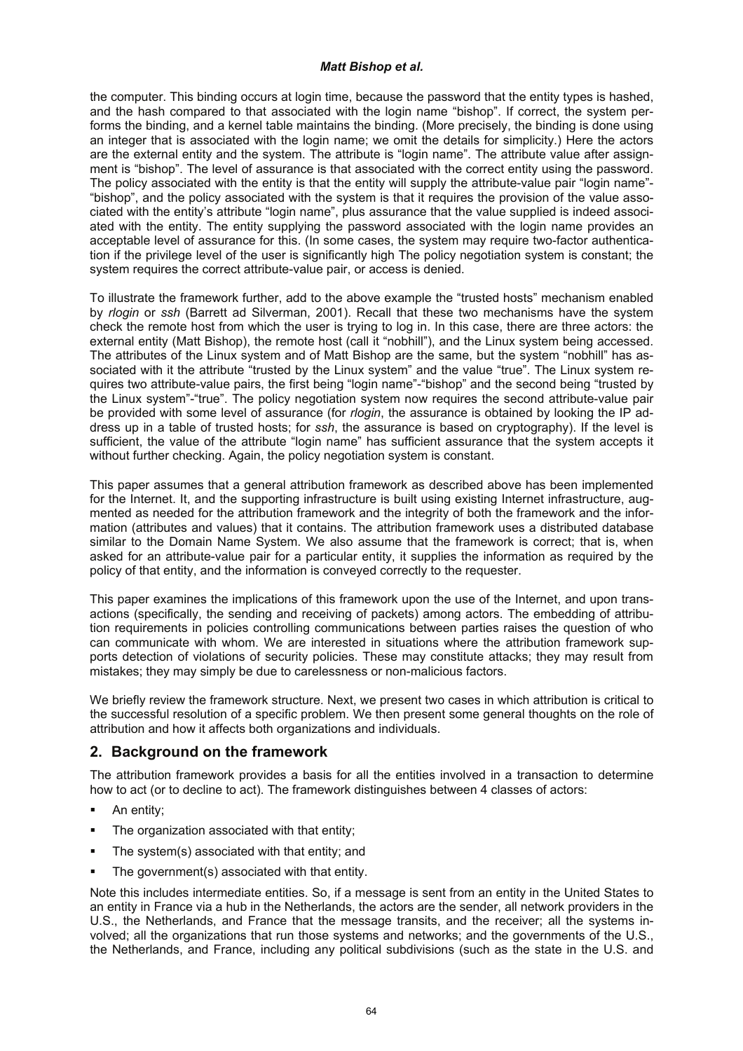the computer. This binding occurs at login time, because the password that the entity types is hashed, and the hash compared to that associated with the login name "bishop". If correct, the system performs the binding, and a kernel table maintains the binding. (More precisely, the binding is done using an integer that is associated with the login name; we omit the details for simplicity.) Here the actors are the external entity and the system. The attribute is "login name". The attribute value after assignment is "bishop". The level of assurance is that associated with the correct entity using the password. The policy associated with the entity is that the entity will supply the attribute-value pair "login name"-"bishop", and the policy associated with the system is that it requires the provision of the value associated with the entity's attribute "login name", plus assurance that the value supplied is indeed associated with the entity. The entity supplying the password associated with the login name provides an acceptable level of assurance for this. (In some cases, the system may require two-factor authentication if the privilege level of the user is significantly high The policy negotiation system is constant; the system requires the correct attribute-value pair, or access is denied.

To illustrate the framework further, add to the above example the "trusted hosts" mechanism enabled by *rlogin* or *ssh* (Barrett ad Silverman, 2001). Recall that these two mechanisms have the system check the remote host from which the user is trying to log in. In this case, there are three actors: the external entity (Matt Bishop), the remote host (call it "nobhill"), and the Linux system being accessed. The attributes of the Linux system and of Matt Bishop are the same, but the system "nobhill" has associated with it the attribute "trusted by the Linux system" and the value "true". The Linux system requires two attribute-value pairs, the first being "login name"-"bishop" and the second being "trusted by the Linux system"-"true". The policy negotiation system now requires the second attribute-value pair be provided with some level of assurance (for *rlogin*, the assurance is obtained by looking the IP address up in a table of trusted hosts; for *ssh*, the assurance is based on cryptography). If the level is sufficient, the value of the attribute "login name" has sufficient assurance that the system accepts it without further checking. Again, the policy negotiation system is constant.

This paper assumes that a general attribution framework as described above has been implemented for the Internet. It, and the supporting infrastructure is built using existing Internet infrastructure, augmented as needed for the attribution framework and the integrity of both the framework and the information (attributes and values) that it contains. The attribution framework uses a distributed database similar to the Domain Name System. We also assume that the framework is correct; that is, when asked for an attribute-value pair for a particular entity, it supplies the information as required by the policy of that entity, and the information is conveyed correctly to the requester.

This paper examines the implications of this framework upon the use of the Internet, and upon transactions (specifically, the sending and receiving of packets) among actors. The embedding of attribution requirements in policies controlling communications between parties raises the question of who can communicate with whom. We are interested in situations where the attribution framework supports detection of violations of security policies. These may constitute attacks; they may result from mistakes; they may simply be due to carelessness or non-malicious factors.

We briefly review the framework structure. Next, we present two cases in which attribution is critical to the successful resolution of a specific problem. We then present some general thoughts on the role of attribution and how it affects both organizations and individuals.

## 2. Background on the framework

The attribution framework provides a basis for all the entities involved in a transaction to determine how to act (or to decline to act). The framework distinguishes between 4 classes of actors:

- An entity;
- The organization associated with that entity;
- The system(s) associated with that entity; and
- The government(s) associated with that entity.

Note this includes intermediate entities. So, if a message is sent from an entity in the United States to an entity in France via a hub in the Netherlands, the actors are the sender, all network providers in the U.S., the Netherlands, and France that the message transits, and the receiver; all the systems involved; all the organizations that run those systems and networks; and the governments of the U.S., the Netherlands, and France, including any political subdivisions (such as the state in the U.S. and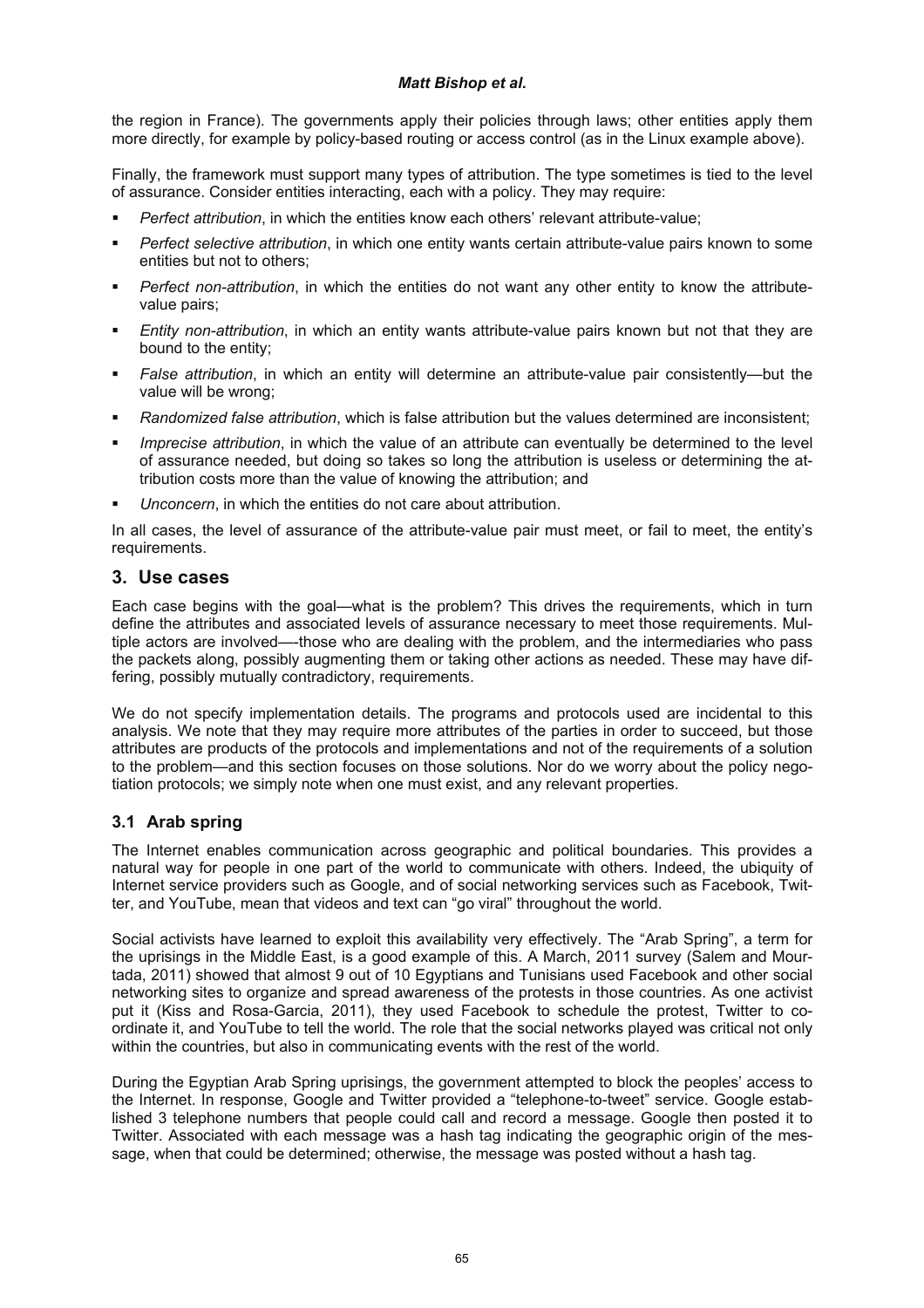the region in France). The governments apply their policies through laws; other entities apply them more directly, for example by policy-based routing or access control (as in the Linux example above).

Finally, the framework must support many types of attribution. The type sometimes is tied to the level of assurance. Consider entities interacting, each with a policy. They may require:

- *Perfect attribution*, in which the entities know each others' relevant attribute-value;
- *Perfect selective attribution*, in which one entity wants certain attribute-value pairs known to some entities but not to others;
- *Perfect non-attribution*, in which the entities do not want any other entity to know the attribute-value pairs;
- *Entity non-attribution*, in which an entity wants attribute-value pairs known but not that they are bound to the entity;
- *False attribution*, in which an entity will determine an attribute-value pair consistently—but the value will be wrong;
- *Randomized false attribution*, which is false attribution but the values determined are inconsistent;
- *Imprecise attribution*, in which the value of an attribute can eventually be determined to the level of assurance needed, but doing so takes so long the attribution is useless or determining the attribution costs more than the value of knowing the attribution; and
- *Unconcern*, in which the entities do not care about attribution.

In all cases, the level of assurance of the attribute-value pair must meet, or fail to meet, the entity's requirements.

## 3. Use cases

Each case begins with the goal—what is the problem? This drives the requirements, which in turn define the attributes and associated levels of assurance necessary to meet those requirements. Multiple actors are involved—those who are dealing with the problem, and the intermediaries who pass the packets along, possibly augmenting them or taking other actions as needed. These may have differing, possibly mutually contradictory, requirements.

We do not specify implementation details. The programs and protocols used are incidental to this analysis. We note that they may require more attributes of the parties in order to succeed, but those attributes are products of the protocols and implementations and not of the requirements of a solution to the problem—and this section focuses on those solutions. Nor do we worry about the policy negotiation protocols; we simply note when one must exist, and any relevant properties.

### 3.1 Arab spring

The Internet enables communication across geographic and political boundaries. This provides a natural way for people in one part of the world to communicate with others. Indeed, the ubiquity of Internet service providers such as Google, and of social networking services such as Facebook, Twitter, and YouTube, mean that videos and text can "go viral" throughout the world.

Social activists have learned to exploit this availability very effectively. The "Arab Spring", a term for the uprisings in the Middle East, is a good example of this. A March, 2011 survey (Salem and Mourtada, 2011) showed that almost 9 out of 10 Egyptians and Tunisians used Facebook and other social networking sites to organize and spread awareness of the protests in those countries. As one activist put it (Kiss and Rosa-Garcia, 2011), they used Facebook to schedule the protest, Twitter to coordinate it, and YouTube to tell the world. The role that the social networks played was critical not only within the countries, but also in communicating events with the rest of the world.

During the Egyptian Arab Spring uprisings, the government attempted to block the peoples' access to the Internet. In response, Google and Twitter provided a "telephone-to-tweet" service. Google established 3 telephone numbers that people could call and record a message. Google then posted it to Twitter. Associated with each message was a hash tag indicating the geographic origin of the message, when that could be determined; otherwise, the message was posted without a hash tag.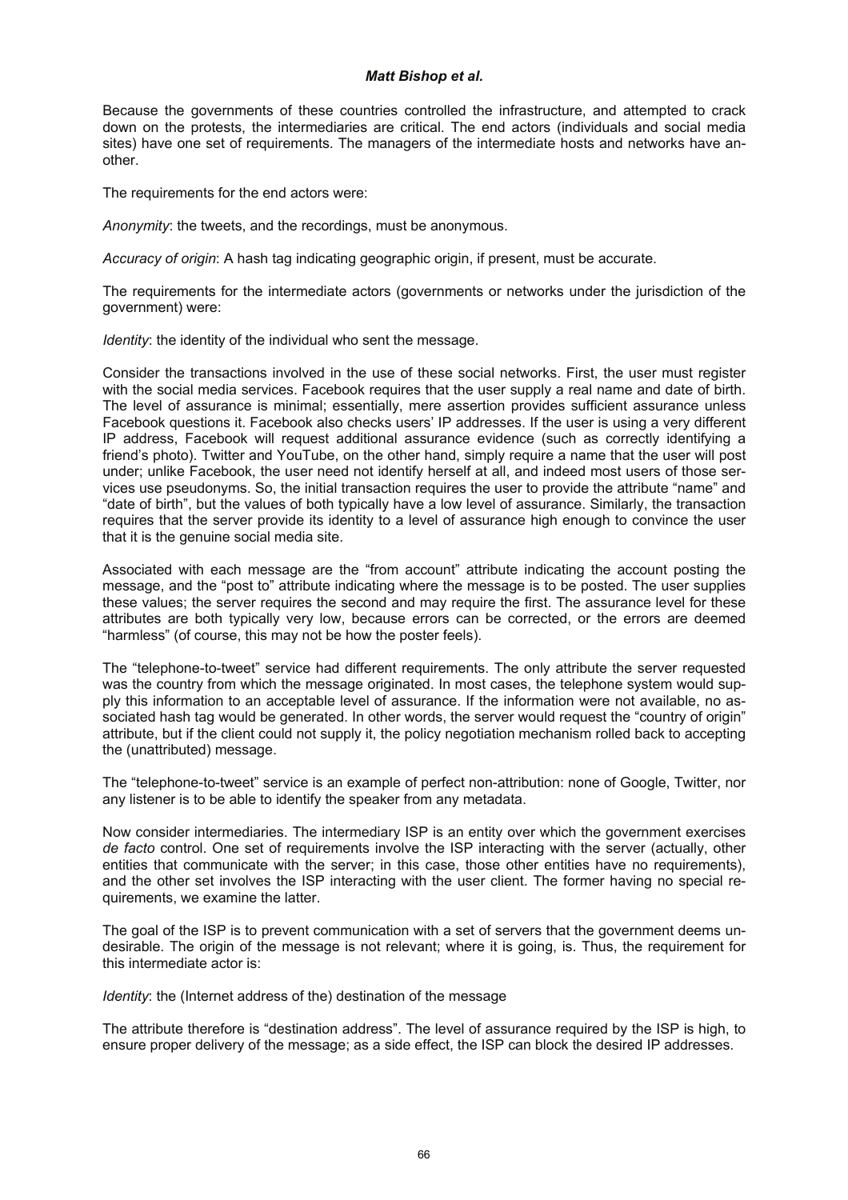Because the governments of these countries controlled the infrastructure, and attempted to crack down on the protests, the intermediaries are critical. The end actors (individuals and social media sites) have one set of requirements. The managers of the intermediate hosts and networks have another.

The requirements for the end actors were:

*Anonymity*: the tweets, and the recordings, must be anonymous.

*Accuracy of origin*: A hash tag indicating geographic origin, if present, must be accurate.

The requirements for the intermediate actors (governments or networks under the jurisdiction of the government) were:

*Identity*: the identity of the individual who sent the message.

Consider the transactions involved in the use of these social networks. First, the user must register with the social media services. Facebook requires that the user supply a real name and date of birth. The level of assurance is minimal; essentially, mere assertion provides sufficient assurance unless Facebook questions it. Facebook also checks users' IP addresses. If the user is using a very different IP address, Facebook will request additional assurance evidence (such as correctly identifying a friend's photo). Twitter and YouTube, on the other hand, simply require a name that the user will post under; unlike Facebook, the user need not identify herself at all, and indeed most users of those services use pseudonyms. So, the initial transaction requires the user to provide the attribute "name" and "date of birth", but the values of both typically have a low level of assurance. Similarly, the transaction requires that the server provide its identity to a level of assurance high enough to convince the user that it is the genuine social media site.

Associated with each message are the "from account" attribute indicating the account posting the message, and the "post to" attribute indicating where the message is to be posted. The user supplies these values; the server requires the second and may require the first. The assurance level for these attributes are both typically very low, because errors can be corrected, or the errors are deemed "harmless" (of course, this may not be how the poster feels).

The "telephone-to-tweet" service had different requirements. The only attribute the server requested was the country from which the message originated. In most cases, the telephone system would supply this information to an acceptable level of assurance. If the information were not available, no associated hash tag would be generated. In other words, the server would request the "country of origin" attribute, but if the client could not supply it, the policy negotiation mechanism rolled back to accepting the (unattributed) message.

The "telephone-to-tweet" service is an example of perfect non-attribution: none of Google, Twitter, nor any listener is to be able to identify the speaker from any metadata.

Now consider intermediaries. The intermediary ISP is an entity over which the government exercises *de facto* control. One set of requirements involve the ISP interacting with the server (actually, other entities that communicate with the server; in this case, those other entities have no requirements), and the other set involves the ISP interacting with the user client. The former having no special requirements, we examine the latter.

The goal of the ISP is to prevent communication with a set of servers that the government deems undesirable. The origin of the message is not relevant; where it is going, is. Thus, the requirement for this intermediate actor is:

*Identity*: the (Internet address of the) destination of the message

The attribute therefore is "destination address". The level of assurance required by the ISP is high, to ensure proper delivery of the message; as a side effect, the ISP can block the desired IP addresses.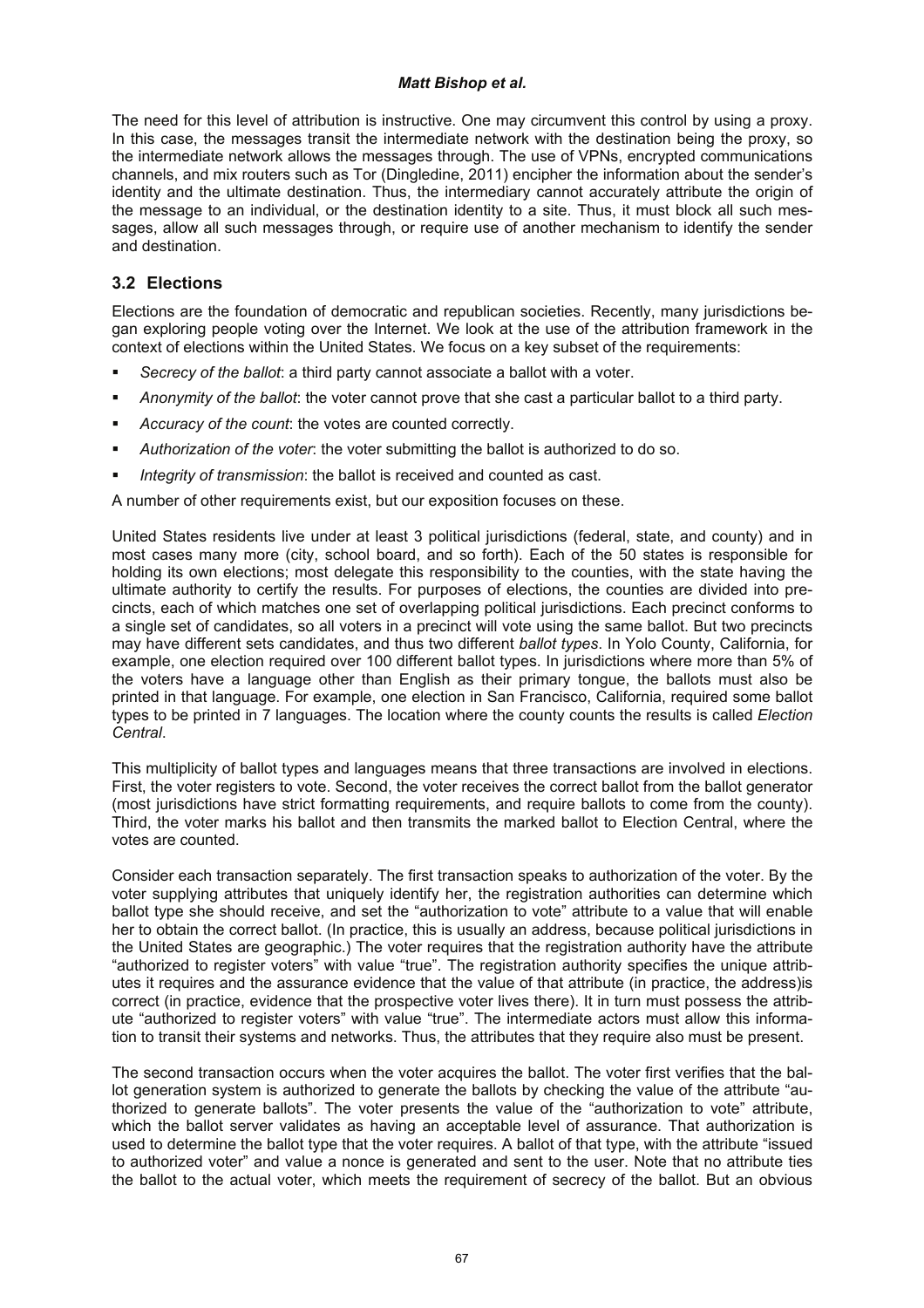The need for this level of attribution is instructive. One may circumvent this control by using a proxy. In this case, the messages transit the intermediate network with the destination being the proxy, so the intermediate network allows the messages through. The use of VPNs, encrypted communications channels, and mix routers such as Tor (Dingledine, 2011) encipher the information about the sender's identity and the ultimate destination. Thus, the intermediary cannot accurately attribute the origin of the message to an individual, or the destination identity to a site. Thus, it must block all such messages, allow all such messages through, or require use of another mechanism to identify the sender and destination.

## 3.2 Elections

Elections are the foundation of democratic and republican societies. Recently, many jurisdictions began exploring people voting over the Internet. We look at the use of the attribution framework in the context of elections within the United States. We focus on a key subset of the requirements:

- *Secrecy of the ballot*: a third party cannot associate a ballot with a voter.
- *Anonymity of the ballot*: the voter cannot prove that she cast a particular ballot to a third party.
- *Accuracy of the count*: the votes are counted correctly.
- *Authorization of the voter*: the voter submitting the ballot is authorized to do so.
- *Integrity of transmission*: the ballot is received and counted as cast.

A number of other requirements exist, but our exposition focuses on these.

United States residents live under at least 3 political jurisdictions (federal, state, and county) and in most cases many more (city, school board, and so forth). Each of the 50 states is responsible for holding its own elections; most delegate this responsibility to the counties, with the state having the ultimate authority to certify the results. For purposes of elections, the counties are divided into precincts, each of which matches one set of overlapping political jurisdictions. Each precinct conforms to a single set of candidates, so all voters in a precinct will vote using the same ballot. But two precincts may have different sets candidates, and thus two different *ballot types*. In Yolo County, California, for example, one election required over 100 different ballot types. In jurisdictions where more than 5% of the voters have a language other than English as their primary tongue, the ballots must also be printed in that language. For example, one election in San Francisco, California, required some ballot types to be printed in 7 languages. The location where the county counts the results is called *Election Central*.

This multiplicity of ballot types and languages means that three transactions are involved in elections. First, the voter registers to vote. Second, the voter receives the correct ballot from the ballot generator (most jurisdictions have strict formatting requirements, and require ballots to come from the county). Third, the voter marks his ballot and then transmits the marked ballot to Election Central, where the votes are counted.

Consider each transaction separately. The first transaction speaks to authorization of the voter. By the voter supplying attributes that uniquely identify her, the registration authorities can determine which ballot type she should receive, and set the "authorization to vote" attribute to a value that will enable her to obtain the correct ballot. (In practice, this is usually an address, because political jurisdictions in the United States are geographic.) The voter requires that the registration authority have the attribute "authorized to register voters" with value "true". The registration authority specifies the unique attributes it requires and the assurance evidence that the value of that attribute (in practice, the address)is correct (in practice, evidence that the prospective voter lives there). It in turn must possess the attribute "authorized to register voters" with value "true". The intermediate actors must allow this information to transit their systems and networks. Thus, the attributes that they require also must be present.

The second transaction occurs when the voter acquires the ballot. The voter first verifies that the ballot generation system is authorized to generate the ballots by checking the value of the attribute "authorized to generate ballots". The voter presents the value of the "authorization to vote" attribute, which the ballot server validates as having an acceptable level of assurance. That authorization is used to determine the ballot type that the voter requires. A ballot of that type, with the attribute "issued to authorized voter" and value a nonce is generated and sent to the user. Note that no attribute ties the ballot to the actual voter, which meets the requirement of secrecy of the ballot. But an obvious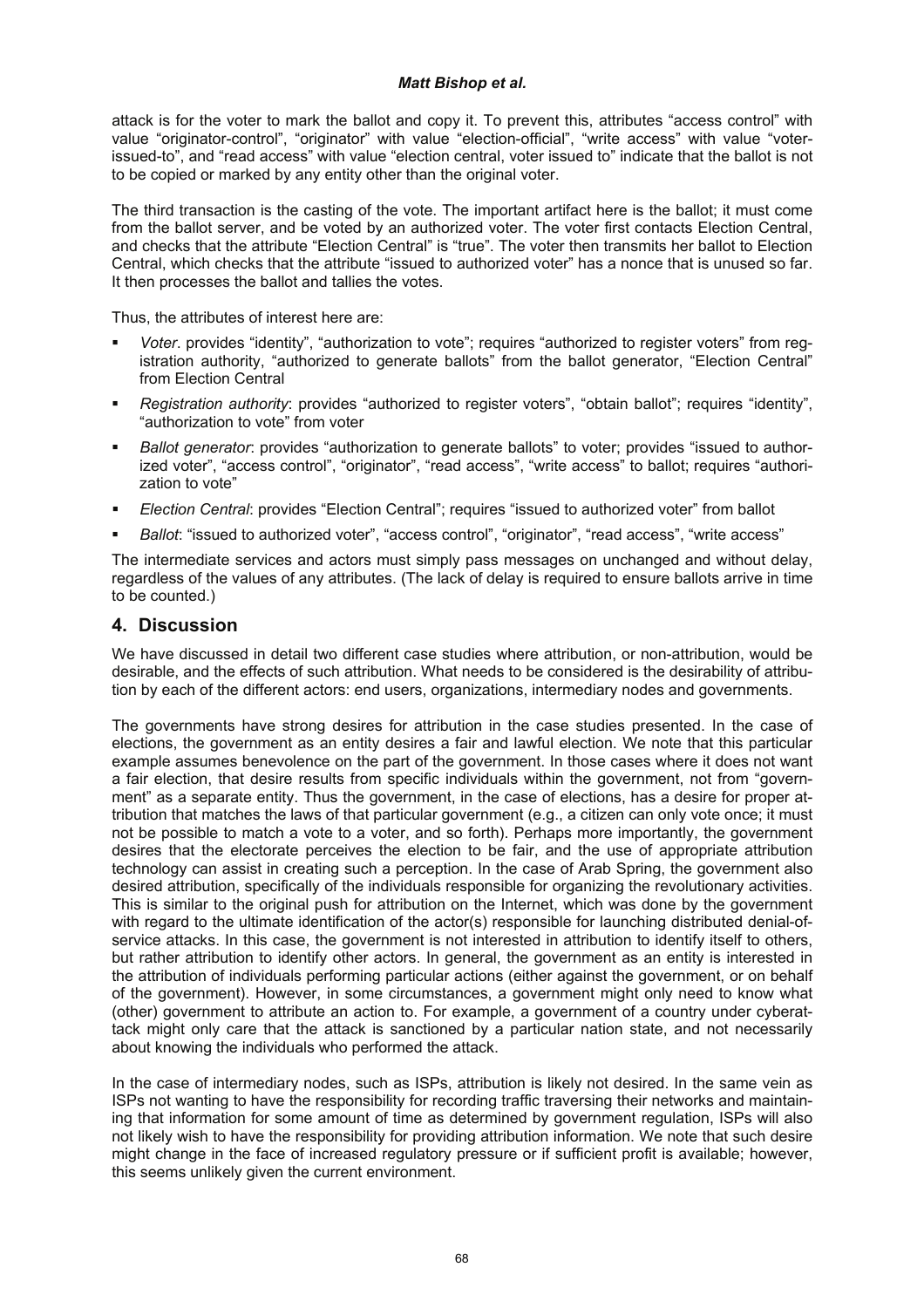attack is for the voter to mark the ballot and copy it. To prevent this, attributes "access control" with value "originator-control", "originator" with value "election-official", "write access" with value "voter-issued-to", and "read access" with value "election central, voter issued to" indicate that the ballot is not to be copied or marked by any entity other than the original voter.

The third transaction is the casting of the vote. The important artifact here is the ballot; it must come from the ballot server, and be voted by an authorized voter. The voter first contacts Election Central, and checks that the attribute "Election Central" is "true". The voter then transmits her ballot to Election Central, which checks that the attribute "issued to authorized voter" has a nonce that is unused so far. It then processes the ballot and tallies the votes.

Thus, the attributes of interest here are:

- *Voter*. provides "identity", "authorization to vote"; requires "authorized to register voters" from registration authority, "authorized to generate ballots" from the ballot generator, "Election Central" from Election Central
- *Registration authority*: provides "authorized to register voters", "obtain ballot"; requires "identity", "authorization to vote" from voter
- *Ballot generator*: provides "authorization to generate ballots" to voter; provides "issued to authorized voter", "access control", "originator", "read access", "write access" to ballot; requires "authorization to vote"
- *Election Central*: provides "Election Central"; requires "issued to authorized voter" from ballot
- *Ballot*: "issued to authorized voter", "access control", "originator", "read access", "write access"

The intermediate services and actors must simply pass messages on unchanged and without delay, regardless of the values of any attributes. (The lack of delay is required to ensure ballots arrive in time to be counted.)

## 4. Discussion

We have discussed in detail two different case studies where attribution, or non-attribution, would be desirable, and the effects of such attribution. What needs to be considered is the desirability of attribution by each of the different actors: end users, organizations, intermediary nodes and governments.

The governments have strong desires for attribution in the case studies presented. In the case of elections, the government as an entity desires a fair and lawful election. We note that this particular example assumes benevolence on the part of the government. In those cases where it does not want a fair election, that desire results from specific individuals within the government, not from "government" as a separate entity. Thus the government, in the case of elections, has a desire for proper attribution that matches the laws of that particular government (e.g., a citizen can only vote once; it must not be possible to match a vote to a voter, and so forth). Perhaps more importantly, the government desires that the electorate perceives the election to be fair, and the use of appropriate attribution technology can assist in creating such a perception. In the case of Arab Spring, the government also desired attribution, specifically of the individuals responsible for organizing the revolutionary activities. This is similar to the original push for attribution on the Internet, which was done by the government with regard to the ultimate identification of the actor(s) responsible for launching distributed denial-of-service attacks. In this case, the government is not interested in attribution to identify itself to others, but rather attribution to identify other actors. In general, the government as an entity is interested in the attribution of individuals performing particular actions (either against the government, or on behalf of the government). However, in some circumstances, a government might only need to know what (other) government to attribute an action to. For example, a government of a country under cyberattack might only care that the attack is sanctioned by a particular nation state, and not necessarily about knowing the individuals who performed the attack.

In the case of intermediary nodes, such as ISPs, attribution is likely not desired. In the same vein as ISPs not wanting to have the responsibility for recording traffic traversing their networks and maintaining that information for some amount of time as determined by government regulation, ISPs will also not likely wish to have the responsibility for providing attribution information. We note that such desire might change in the face of increased regulatory pressure or if sufficient profit is available; however, this seems unlikely given the current environment.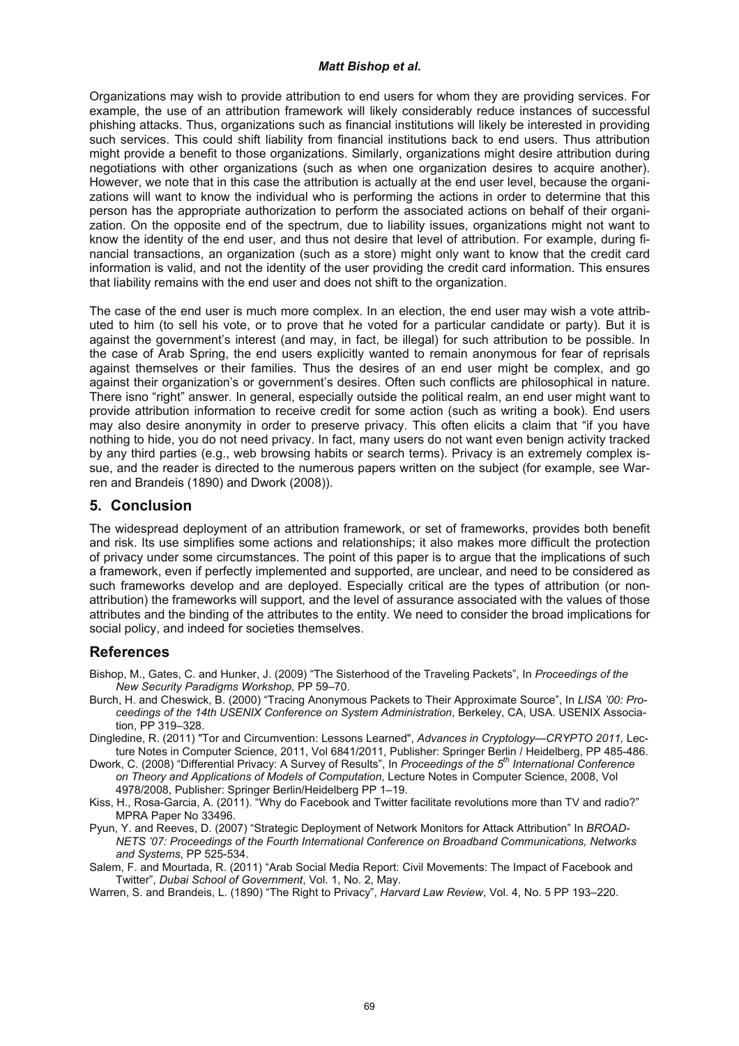Organizations may wish to provide attribution to end users for whom they are providing services. For example, the use of an attribution framework will likely considerably reduce instances of successful phishing attacks. Thus, organizations such as financial institutions will likely be interested in providing such services. This could shift liability from financial institutions back to end users. Thus attribution might provide a benefit to those organizations. Similarly, organizations might desire attribution during negotiations with other organizations (such as when one organization desires to acquire another). However, we note that in this case the attribution is actually at the end user level, because the organizations will want to know the individual who is performing the actions in order to determine that this person has the appropriate authorization to perform the associated actions on behalf of their organization. On the opposite end of the spectrum, due to liability issues, organizations might not want to know the identity of the end user, and thus not desire that level of attribution. For example, during financial transactions, an organization (such as a store) might only want to know that the credit card information is valid, and not the identity of the user providing the credit card information. This ensures that liability remains with the end user and does not shift to the organization.

The case of the end user is much more complex. In an election, the end user may wish a vote attributed to him (to sell his vote, or to prove that he voted for a particular candidate or party). But it is against the government's interest (and may, in fact, be illegal) for such attribution to be possible. In the case of Arab Spring, the end users explicitly wanted to remain anonymous for fear of reprisals against themselves or their families. Thus the desires of an end user might be complex, and go against their organization's or government's desires. Often such conflicts are philosophical in nature. There isno "right" answer. In general, especially outside the political realm, an end user might want to provide attribution information to receive credit for some action (such as writing a book). End users may also desire anonymity in order to preserve privacy. This often elicits a claim that "if you have nothing to hide, you do not need privacy. In fact, many users do not want even benign activity tracked by any third parties (e.g., web browsing habits or search terms). Privacy is an extremely complex issue, and the reader is directed to the numerous papers written on the subject (for example, see Warren and Brandeis (1890) and Dwork (2008)).

## 5. Conclusion

The widespread deployment of an attribution framework, or set of frameworks, provides both benefit and risk. Its use simplifies some actions and relationships; it also makes more difficult the protection of privacy under some circumstances. The point of this paper is to argue that the implications of such a framework, even if perfectly implemented and supported, are unclear, and need to be considered as such frameworks develop and are deployed. Especially critical are the types of attribution (or non-attribution) the frameworks will support, and the level of assurance associated with the values of those attributes and the binding of the attributes to the entity. We need to consider the broad implications for social policy, and indeed for societies themselves.

## References

Bishop, M., Gates, C. and Hunker, J. (2009) "The Sisterhood of the Traveling Packets", In *Proceedings of the New Security Paradigms Workshop,* PP 59–70.

Burch, H. and Cheswick, B. (2000) "Tracing Anonymous Packets to Their Approximate Source", In *LISA '00: Proceedings of the 14th USENIX Conference on System Administration*, Berkeley, CA, USA. USENIX Association, PP 319–328.

Dingledine, R. (2011) "Tor and Circumvention: Lessons Learned", *Advances in Cryptology—CRYPTO 2011,* Lecture Notes in Computer Science, 2011, Vol 6841/2011, Publisher: Springer Berlin / Heidelberg, PP 485-486.

Dwork, C. (2008) "Differential Privacy: A Survey of Results", In *Proceedings of the 5th International Conference on Theory and Applications of Models of Computation*, Lecture Notes in Computer Science, 2008, Vol 4978/2008, Publisher: Springer Berlin/Heidelberg PP 1–19.

Kiss, H., Rosa-Garcia, A. (2011). "Why do Facebook and Twitter facilitate revolutions more than TV and radio?" MPRA Paper No 33496.

Pyun, Y. and Reeves, D. (2007) "Strategic Deployment of Network Monitors for Attack Attribution" In *BROADNETS '07: Proceedings of the Fourth International Conference on Broadband Communications, Networks and Systems*, PP 525-534.

Salem, F. and Mourtada, R. (2011) "Arab Social Media Report: Civil Movements: The Impact of Facebook and Twitter", *Dubai School of Government*, Vol. 1, No. 2, May.

Warren, S. and Brandeis, L. (1890) "The Right to Privacy", *Harvard Law Review*, Vol. 4, No. 5 PP 193–220.